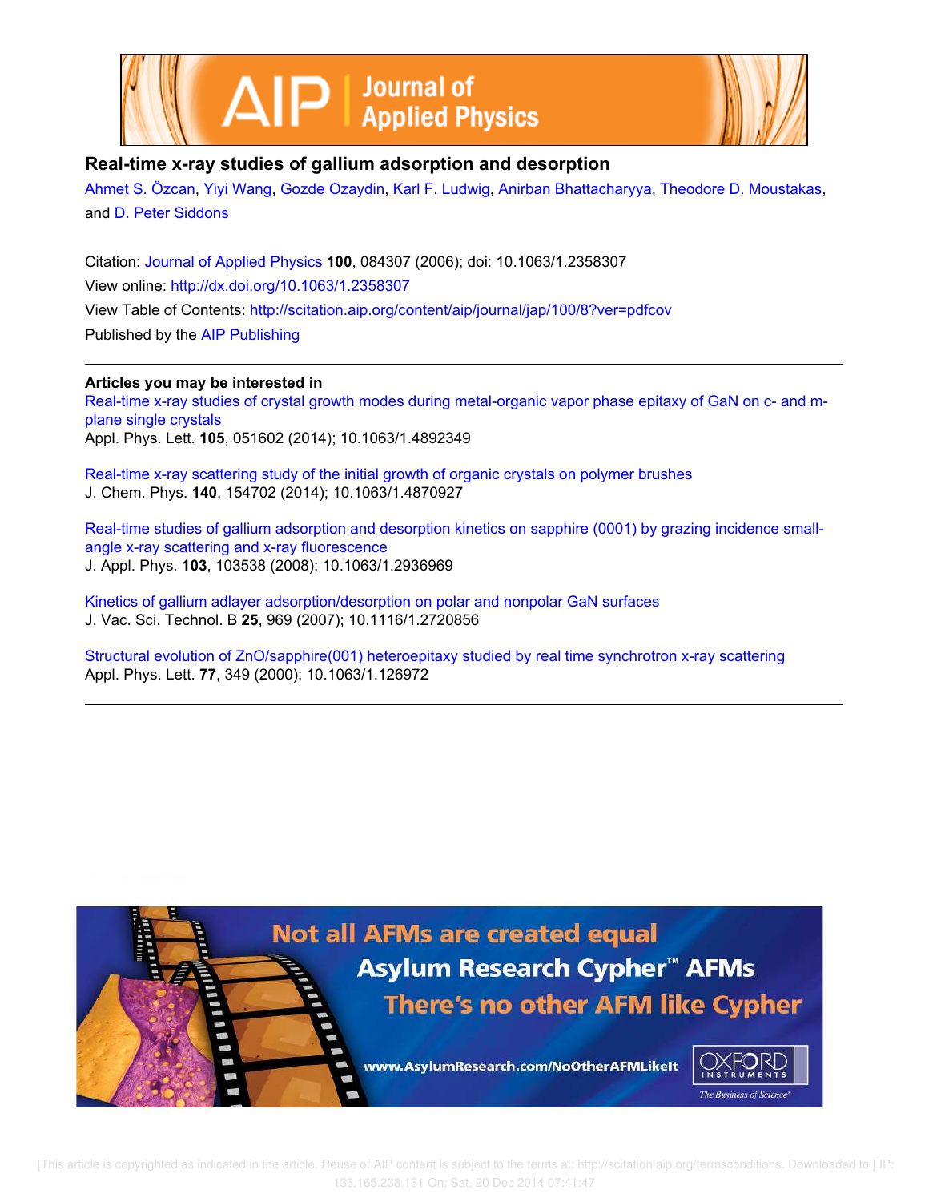# Real-time x-ray studies of gallium adsorption and desorption

Ahmet S. Özcan, Yiyi Wang, Gozde Ozaydin, Karl F. Ludwig, Anirban Bhattacharyya, Theodore D. Moustakas, and D. Peter Siddons

Citation: Journal of Applied Physics **100**, 084307 (2006); doi: 10.1063/1.2358307

View online: http://dx.doi.org/10.1063/1.2358307

View Table of Contents: http://scitation.aip.org/content/aip/journal/jap/100/8?ver=pdfcov

Published by the AIP Publishing

---

**Articles you may be interested in**

Real-time x-ray studies of crystal growth modes during metal-organic vapor phase epitaxy of GaN on c- and m-plane single crystals
Appl. Phys. Lett. **105**, 051602 (2014); 10.1063/1.4892349

Real-time x-ray scattering study of the initial growth of organic crystals on polymer brushes
J. Chem. Phys. **140**, 154702 (2014); 10.1063/1.4870927

Real-time studies of gallium adsorption and desorption kinetics on sapphire (0001) by grazing incidence small-angle x-ray scattering and x-ray fluorescence
J. Appl. Phys. **103**, 103538 (2008); 10.1063/1.2936969

Kinetics of gallium adlayer adsorption/desorption on polar and nonpolar GaN surfaces
J. Vac. Sci. Technol. B **25**, 969 (2007); 10.1116/1.2720856

Structural evolution of ZnO/sapphire(001) heteroepitaxy studied by real time synchrotron x-ray scattering
Appl. Phys. Lett. **77**, 349 (2000); 10.1063/1.126972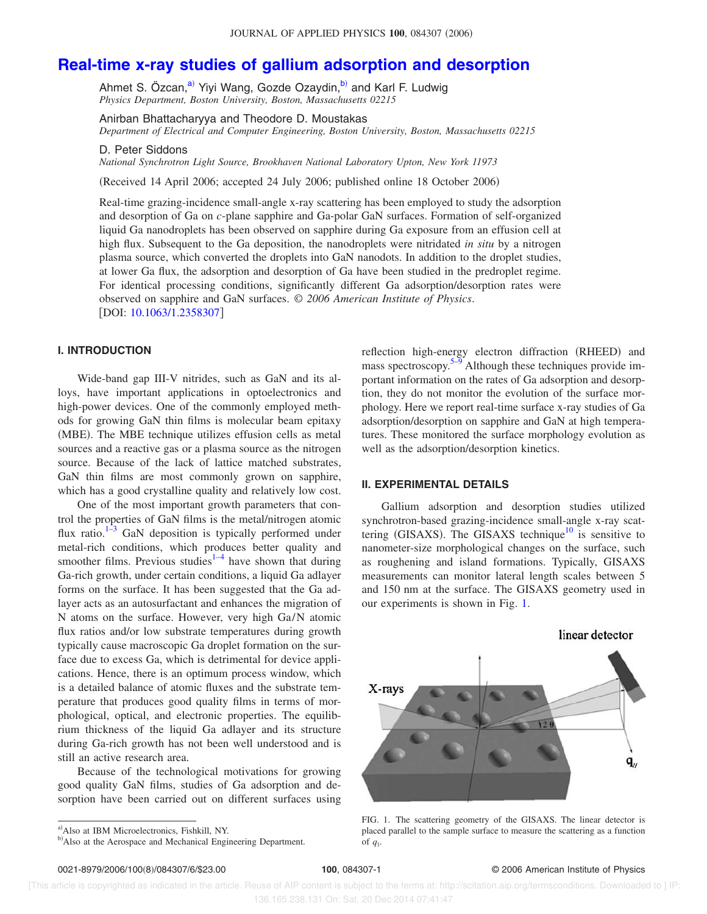# Real-time x-ray studies of gallium adsorption and desorption

Ahmet S. Özcan,[a] Yiyi Wang, Gozde Ozaydin,[b] and Karl F. Ludwig
*Physics Department, Boston University, Boston, Massachusetts 02215*

Anirban Bhattacharyya and Theodore D. Moustakas
*Department of Electrical and Computer Engineering, Boston University, Boston, Massachusetts 02215*

D. Peter Siddons
*National Synchrotron Light Source, Brookhaven National Laboratory Upton, New York 11973*

(Received 14 April 2006; accepted 24 July 2006; published online 18 October 2006)

Real-time grazing-incidence small-angle x-ray scattering has been employed to study the adsorption and desorption of Ga on *c*-plane sapphire and Ga-polar GaN surfaces. Formation of self-organized liquid Ga nanodroplets has been observed on sapphire during Ga exposure from an effusion cell at high flux. Subsequent to the Ga deposition, the nanodroplets were nitridated *in situ* by a nitrogen plasma source, which converted the droplets into GaN nanodots. In addition to the droplet studies, at lower Ga flux, the adsorption and desorption of Ga have been studied in the predroplet regime. For identical processing conditions, significantly different Ga adsorption/desorption rates were observed on sapphire and GaN surfaces. © *2006 American Institute of Physics*. [DOI: 10.1063/1.2358307]

## I. INTRODUCTION

Wide-band gap III-V nitrides, such as GaN and its alloys, have important applications in optoelectronics and high-power devices. One of the commonly employed methods for growing GaN thin films is molecular beam epitaxy (MBE). The MBE technique utilizes effusion cells as metal sources and a reactive gas or a plasma source as the nitrogen source. Because of the lack of lattice matched substrates, GaN thin films are most commonly grown on sapphire, which has a good crystalline quality and relatively low cost.

One of the most important growth parameters that control the properties of GaN films is the metal/nitrogen atomic flux ratio.[1–3] GaN deposition is typically performed under metal-rich conditions, which produces better quality and smoother films. Previous studies[1–4] have shown that during Ga-rich growth, under certain conditions, a liquid Ga adlayer forms on the surface. It has been suggested that the Ga adlayer acts as an autosurfactant and enhances the migration of N atoms on the surface. However, very high Ga/N atomic flux ratios and/or low substrate temperatures during growth typically cause macroscopic Ga droplet formation on the surface due to excess Ga, which is detrimental for device applications. Hence, there is an optimum process window, which is a detailed balance of atomic fluxes and the substrate temperature that produces good quality films in terms of morphological, optical, and electronic properties. The equilibrium thickness of the liquid Ga adlayer and its structure during Ga-rich growth has not been well understood and is still an active research area.

Because of the technological motivations for growing good quality GaN films, studies of Ga adsorption and desorption have been carried out on different surfaces using reflection high-energy electron diffraction (RHEED) and mass spectroscopy.[5–9] Although these techniques provide important information on the rates of Ga adsorption and desorption, they do not monitor the evolution of the surface morphology. Here we report real-time surface x-ray studies of Ga adsorption/desorption on sapphire and GaN at high temperatures. These monitored the surface morphology evolution as well as the adsorption/desorption kinetics.

## II. EXPERIMENTAL DETAILS

Gallium adsorption and desorption studies utilized synchrotron-based grazing-incidence small-angle x-ray scattering (GISAXS). The GISAXS technique[10] is sensitive to nanometer-size morphological changes on the surface, such as roughening and island formations. Typically, GISAXS measurements can monitor lateral length scales between 5 and 150 nm at the surface. The GISAXS geometry used in our experiments is shown in Fig. 1.

FIG. 1. The scattering geometry of the GISAXS. The linear detector is placed parallel to the sample surface to measure the scattering as a function of $q_{\parallel}$.

[a]Also at IBM Microelectronics, Fishkill, NY.
[b]Also at the Aerospace and Mechanical Engineering Department.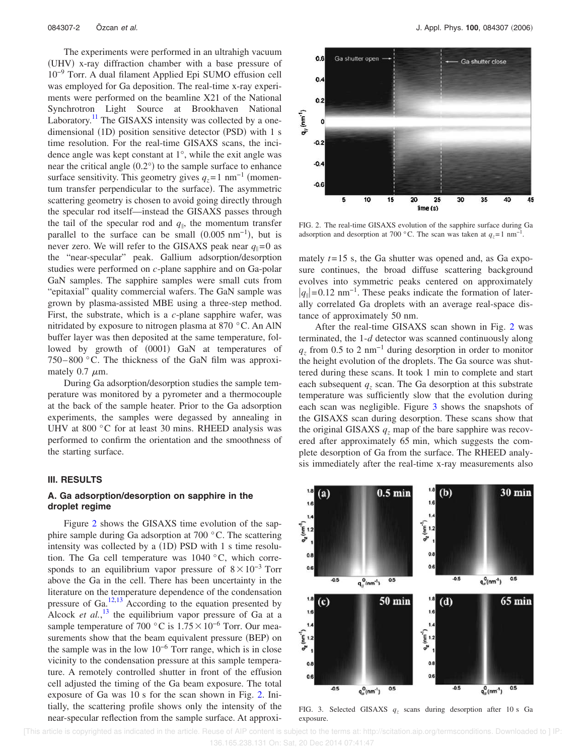The experiments were performed in an ultrahigh vacuum (UHV) x-ray diffraction chamber with a base pressure of $10^{-9}$ Torr. A dual filament Applied Epi SUMO effusion cell was employed for Ga deposition. The real-time x-ray experiments were performed on the beamline X21 of the National Synchrotron Light Source at Brookhaven National Laboratory.[11] The GISAXS intensity was collected by a one-dimensional (1D) position sensitive detector (PSD) with 1 s time resolution. For the real-time GISAXS scans, the incidence angle was kept constant at 1°, while the exit angle was near the critical angle (0.2°) to the sample surface to enhance surface sensitivity. This geometry gives $q_z = 1\ \text{nm}^{-1}$ (momentum transfer perpendicular to the surface). The asymmetric scattering geometry is chosen to avoid going directly through the specular rod itself—instead the GISAXS passes through the tail of the specular rod and $q_\parallel$, the momentum transfer parallel to the surface can be small $(0.005\ \text{nm}^{-1})$, but is never zero. We will refer to the GISAXS peak near $q_\parallel = 0$ as the "near-specular" peak. Gallium adsorption/desorption studies were performed on *c*-plane sapphire and on Ga-polar GaN samples. The sapphire samples were small cuts from "epitaxial" quality commercial wafers. The GaN sample was grown by plasma-assisted MBE using a three-step method. First, the substrate, which is a *c*-plane sapphire wafer, was nitridated by exposure to nitrogen plasma at 870 °C. An AlN buffer layer was then deposited at the same temperature, followed by growth of (0001) GaN at temperatures of 750–800 °C. The thickness of the GaN film was approximately 0.7 $\mu$m.

During Ga adsorption/desorption studies the sample temperature was monitored by a pyrometer and a thermocouple at the back of the sample heater. Prior to the Ga adsorption experiments, the samples were degassed by annealing in UHV at 800 °C for at least 30 mins. RHEED analysis was performed to confirm the orientation and the smoothness of the starting surface.

## III. RESULTS

### A. Ga adsorption/desorption on sapphire in the droplet regime

Figure 2 shows the GISAXS time evolution of the sapphire sample during Ga adsorption at 700 °C. The scattering intensity was collected by a (1D) PSD with 1 s time resolution. The Ga cell temperature was 1040 °C, which corresponds to an equilibrium vapor pressure of $8 \times 10^{-3}$ Torr above the Ga in the cell. There has been uncertainty in the literature on the temperature dependence of the condensation pressure of Ga.[12,13] According to the equation presented by Alcock *et al.*,[13] the equilibrium vapor pressure of Ga at a sample temperature of 700 °C is $1.75 \times 10^{-6}$ Torr. Our measurements show that the beam equivalent pressure (BEP) on the sample was in the low $10^{-6}$ Torr range, which is in close vicinity to the condensation pressure at this sample temperature. A remotely controlled shutter in front of the effusion cell adjusted the timing of the Ga beam exposure. The total exposure of Ga was 10 s for the scan shown in Fig. 2. Initially, the scattering profile shows only the intensity of the near-specular reflection from the sample surface. At approximately $t = 15$ s, the Ga shutter was opened and, as Ga exposure continues, the broad diffuse scattering background evolves into symmetric peaks centered on approximately $|q_\parallel| = 0.12\ \text{nm}^{-1}$. These peaks indicate the formation of laterally correlated Ga droplets with an average real-space distance of approximately 50 nm.

FIG. 2. The real-time GISAXS evolution of the sapphire surface during Ga adsorption and desorption at 700 °C. The scan was taken at $q_z = 1\ \text{nm}^{-1}$.

After the real-time GISAXS scan shown in Fig. 2 was terminated, the 1-*d* detector was scanned continuously along $q_z$ from 0.5 to 2 $\text{nm}^{-1}$ during desorption in order to monitor the height evolution of the droplets. The Ga source was shuttered during these scans. It took 1 min to complete and start each subsequent $q_z$ scan. The Ga desorption at this substrate temperature was sufficiently slow that the evolution during each scan was negligible. Figure 3 shows the snapshots of the GISAXS scan during desorption. These scans show that the original GISAXS $q_z$ map of the bare sapphire was recovered after approximately 65 min, which suggests the complete desorption of Ga from the surface. The RHEED analysis immediately after the real-time x-ray measurements also

FIG. 3. Selected GISAXS $q_z$ scans during desorption after 10 s Ga exposure.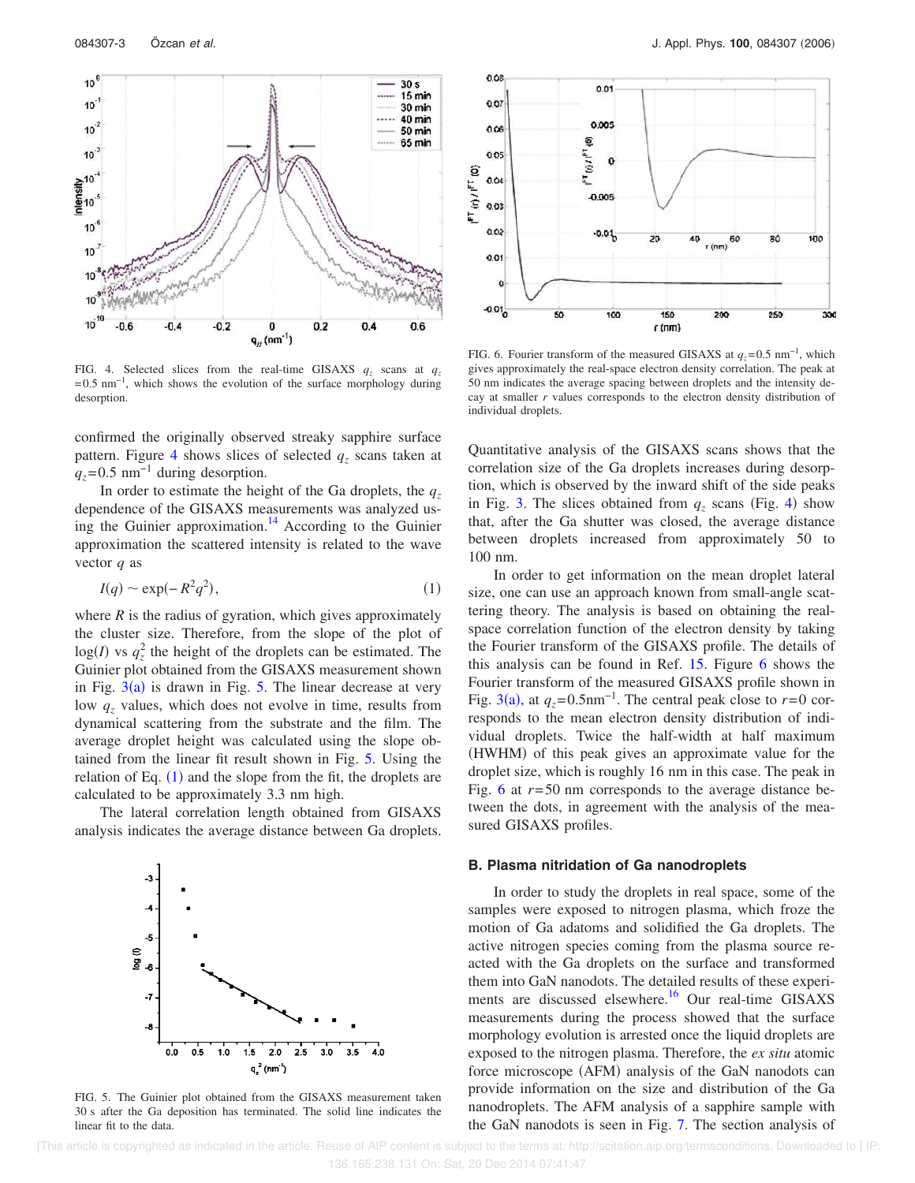FIG. 4. Selected slices from the real-time GISAXS $q_z$ scans at $q_z = 0.5$ nm$^{-1}$, which shows the evolution of the surface morphology during desorption.

confirmed the originally observed streaky sapphire surface pattern. Figure 4 shows slices of selected $q_z$ scans taken at $q_z = 0.5$ nm$^{-1}$ during desorption.

In order to estimate the height of the Ga droplets, the $q_z$ dependence of the GISAXS measurements was analyzed using the Guinier approximation.[14] According to the Guinier approximation the scattered intensity is related to the wave vector $q$ as

$$I(q) \sim \exp(-R^2 q^2), \tag{1}$$

where $R$ is the radius of gyration, which gives approximately the cluster size. Therefore, from the slope of the plot of $\log(I)$ vs $q_z^2$ the height of the droplets can be estimated. The Guinier plot obtained from the GISAXS measurement shown in Fig. 3(a) is drawn in Fig. 5. The linear decrease at very low $q_z$ values, which does not evolve in time, results from dynamical scattering from the substrate and the film. The average droplet height was calculated using the slope obtained from the linear fit result shown in Fig. 5. Using the relation of Eq. (1) and the slope from the fit, the droplets are calculated to be approximately 3.3 nm high.

The lateral correlation length obtained from GISAXS analysis indicates the average distance between Ga droplets.

FIG. 5. The Guinier plot obtained from the GISAXS measurement taken 30 s after the Ga deposition has terminated. The solid line indicates the linear fit to the data.

FIG. 6. Fourier transform of the measured GISAXS at $q_z = 0.5$ nm$^{-1}$, which gives approximately the real-space electron density correlation. The peak at 50 nm indicates the average spacing between droplets and the intensity decay at smaller $r$ values corresponds to the electron density distribution of individual droplets.

Quantitative analysis of the GISAXS scans shows that the correlation size of the Ga droplets increases during desorption, which is observed by the inward shift of the side peaks in Fig. 3. The slices obtained from $q_z$ scans (Fig. 4) show that, after the Ga shutter was closed, the average distance between droplets increased from approximately 50 to 100 nm.

In order to get information on the mean droplet lateral size, one can use an approach known from small-angle scattering theory. The analysis is based on obtaining the real-space correlation function of the electron density by taking the Fourier transform of the GISAXS profile. The details of this analysis can be found in Ref. 15. Figure 6 shows the Fourier transform of the measured GISAXS profile shown in Fig. 3(a), at $q_z = 0.5$nm$^{-1}$. The central peak close to $r = 0$ corresponds to the mean electron density distribution of individual droplets. Twice the half-width at half maximum (HWHM) of this peak gives an approximate value for the droplet size, which is roughly 16 nm in this case. The peak in Fig. 6 at $r = 50$ nm corresponds to the average distance between the dots, in agreement with the analysis of the measured GISAXS profiles.

### B. Plasma nitridation of Ga nanodroplets

In order to study the droplets in real space, some of the samples were exposed to nitrogen plasma, which froze the motion of Ga adatoms and solidified the Ga droplets. The active nitrogen species coming from the plasma source reacted with the Ga droplets on the surface and transformed them into GaN nanodots. The detailed results of these experiments are discussed elsewhere.[16] Our real-time GISAXS measurements during the process showed that the surface morphology evolution is arrested once the liquid droplets are exposed to the nitrogen plasma. Therefore, the *ex situ* atomic force microscope (AFM) analysis of the GaN nanodots can provide information on the size and distribution of the Ga nanodroplets. The AFM analysis of a sapphire sample with the GaN nanodots is seen in Fig. 7. The section analysis of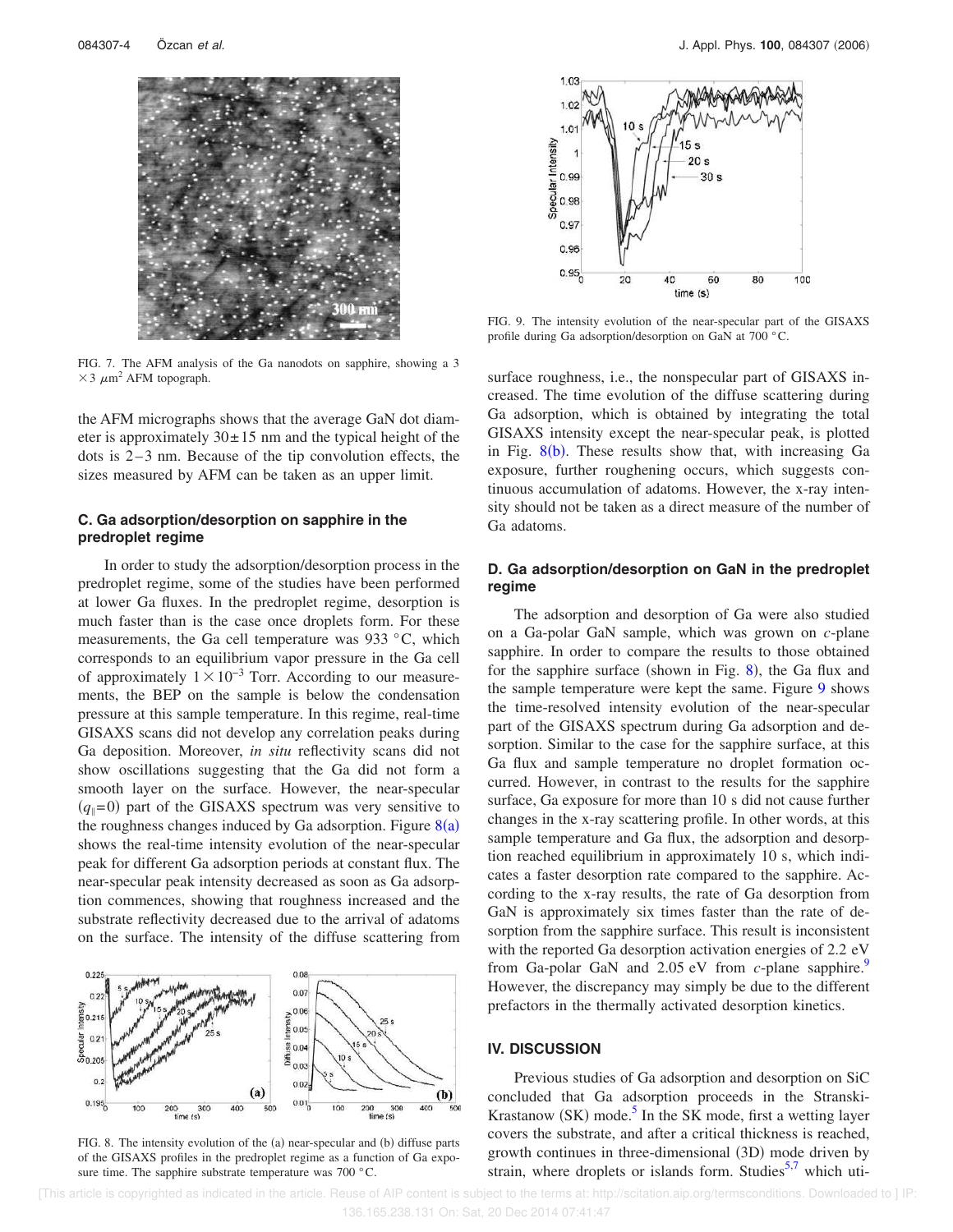FIG. 7. The AFM analysis of the Ga nanodots on sapphire, showing a 3 $\times 3\ \mu m^2$ AFM topograph.

the AFM micrographs shows that the average GaN dot diameter is approximately $30 \pm 15$ nm and the typical height of the dots is 2–3 nm. Because of the tip convolution effects, the sizes measured by AFM can be taken as an upper limit.

### C. Ga adsorption/desorption on sapphire in the predroplet regime

In order to study the adsorption/desorption process in the predroplet regime, some of the studies have been performed at lower Ga fluxes. In the predroplet regime, desorption is much faster than is the case once droplets form. For these measurements, the Ga cell temperature was 933 °C, which corresponds to an equilibrium vapor pressure in the Ga cell of approximately $1 \times 10^{-3}$ Torr. According to our measurements, the BEP on the sample is below the condensation pressure at this sample temperature. In this regime, real-time GISAXS scans did not develop any correlation peaks during Ga deposition. Moreover, *in situ* reflectivity scans did not show oscillations suggesting that the Ga did not form a smooth layer on the surface. However, the near-specular ($q_{\parallel}=0$) part of the GISAXS spectrum was very sensitive to the roughness changes induced by Ga adsorption. Figure 8(a) shows the real-time intensity evolution of the near-specular peak for different Ga adsorption periods at constant flux. The near-specular peak intensity decreased as soon as Ga adsorption commences, showing that roughness increased and the substrate reflectivity decreased due to the arrival of adatoms on the surface. The intensity of the diffuse scattering from surface roughness, i.e., the nonspecular part of GISAXS increased. The time evolution of the diffuse scattering during Ga adsorption, which is obtained by integrating the total GISAXS intensity except the near-specular peak, is plotted in Fig. 8(b). These results show that, with increasing Ga exposure, further roughening occurs, which suggests continuous accumulation of adatoms. However, the x-ray intensity should not be taken as a direct measure of the number of Ga adatoms.

FIG. 8. The intensity evolution of the (a) near-specular and (b) diffuse parts of the GISAXS profiles in the predroplet regime as a function of Ga exposure time. The sapphire substrate temperature was 700 °C.

FIG. 9. The intensity evolution of the near-specular part of the GISAXS profile during Ga adsorption/desorption on GaN at 700 °C.

### D. Ga adsorption/desorption on GaN in the predroplet regime

The adsorption and desorption of Ga were also studied on a Ga-polar GaN sample, which was grown on *c*-plane sapphire. In order to compare the results to those obtained for the sapphire surface (shown in Fig. 8), the Ga flux and the sample temperature were kept the same. Figure 9 shows the time-resolved intensity evolution of the near-specular part of the GISAXS spectrum during Ga adsorption and desorption. Similar to the case for the sapphire surface, at this Ga flux and sample temperature no droplet formation occurred. However, in contrast to the results for the sapphire surface, Ga exposure for more than 10 s did not cause further changes in the x-ray scattering profile. In other words, at this sample temperature and Ga flux, the adsorption and desorption reached equilibrium in approximately 10 s, which indicates a faster desorption rate compared to the sapphire. According to the x-ray results, the rate of Ga desorption from GaN is approximately six times faster than the rate of desorption from the sapphire surface. This result is inconsistent with the reported Ga desorption activation energies of 2.2 eV from Ga-polar GaN and 2.05 eV from *c*-plane sapphire.[9] However, the discrepancy may simply be due to the different prefactors in the thermally activated desorption kinetics.

## IV. DISCUSSION

Previous studies of Ga adsorption and desorption on SiC concluded that Ga adsorption proceeds in the Stranski-Krastanow (SK) mode.[5] In the SK mode, first a wetting layer covers the substrate, and after a critical thickness is reached, growth continues in three-dimensional (3D) mode driven by strain, where droplets or islands form. Studies[5,7] which uti-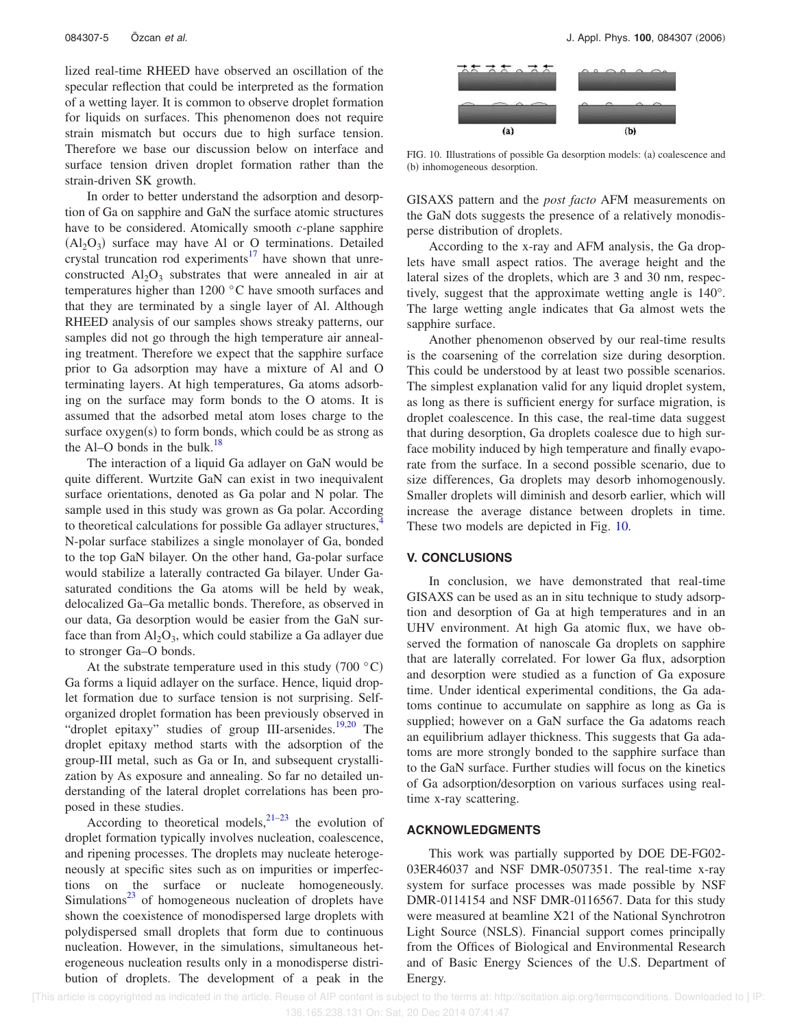lized real-time RHEED have observed an oscillation of the specular reflection that could be interpreted as the formation of a wetting layer. It is common to observe droplet formation for liquids on surfaces. This phenomenon does not require strain mismatch but occurs due to high surface tension. Therefore we base our discussion below on interface and surface tension driven droplet formation rather than the strain-driven SK growth.

In order to better understand the adsorption and desorption of Ga on sapphire and GaN the surface atomic structures have to be considered. Atomically smooth *c*-plane sapphire $(Al_2O_3)$ surface may have Al or O terminations. Detailed crystal truncation rod experiments[17] have shown that unreconstructed $Al_2O_3$ substrates that were annealed in air at temperatures higher than 1200 °C have smooth surfaces and that they are terminated by a single layer of Al. Although RHEED analysis of our samples shows streaky patterns, our samples did not go through the high temperature air annealing treatment. Therefore we expect that the sapphire surface prior to Ga adsorption may have a mixture of Al and O terminating layers. At high temperatures, Ga atoms adsorbing on the surface may form bonds to the O atoms. It is assumed that the adsorbed metal atom loses charge to the surface oxygen(s) to form bonds, which could be as strong as the Al–O bonds in the bulk.[18]

The interaction of a liquid Ga adlayer on GaN would be quite different. Wurtzite GaN can exist in two inequivalent surface orientations, denoted as Ga polar and N polar. The sample used in this study was grown as Ga polar. According to theoretical calculations for possible Ga adlayer structures,[4] N-polar surface stabilizes a single monolayer of Ga, bonded to the top GaN bilayer. On the other hand, Ga-polar surface would stabilize a laterally contracted Ga bilayer. Under Ga-saturated conditions the Ga atoms will be held by weak, delocalized Ga–Ga metallic bonds. Therefore, as observed in our data, Ga desorption would be easier from the GaN surface than from $Al_2O_3$, which could stabilize a Ga adlayer due to stronger Ga–O bonds.

At the substrate temperature used in this study (700 °C) Ga forms a liquid adlayer on the surface. Hence, liquid droplet formation due to surface tension is not surprising. Self-organized droplet formation has been previously observed in "droplet epitaxy" studies of group III-arsenides.[19,20] The droplet epitaxy method starts with the adsorption of the group-III metal, such as Ga or In, and subsequent crystallization by As exposure and annealing. So far no detailed understanding of the lateral droplet correlations has been proposed in these studies.

According to theoretical models,[21–23] the evolution of droplet formation typically involves nucleation, coalescence, and ripening processes. The droplets may nucleate heterogeneously at specific sites such as on impurities or imperfections on the surface or nucleate homogeneously. Simulations[23] of homogeneous nucleation of droplets have shown the coexistence of monodispersed large droplets with polydispersed small droplets that form due to continuous nucleation. However, in the simulations, simultaneous heterogeneous nucleation results only in a monodisperse distribution of droplets. The development of a peak in the GISAXS pattern and the *post facto* AFM measurements on the GaN dots suggests the presence of a relatively monodisperse distribution of droplets.

FIG. 10. Illustrations of possible Ga desorption models: (a) coalescence and (b) inhomogeneous desorption.

According to the x-ray and AFM analysis, the Ga droplets have small aspect ratios. The average height and the lateral sizes of the droplets, which are 3 and 30 nm, respectively, suggest that the approximate wetting angle is 140°. The large wetting angle indicates that Ga almost wets the sapphire surface.

Another phenomenon observed by our real-time results is the coarsening of the correlation size during desorption. This could be understood by at least two possible scenarios. The simplest explanation valid for any liquid droplet system, as long as there is sufficient energy for surface migration, is droplet coalescence. In this case, the real-time data suggest that during desorption, Ga droplets coalesce due to high surface mobility induced by high temperature and finally evaporate from the surface. In a second possible scenario, due to size differences, Ga droplets may desorb inhomogenously. Smaller droplets will diminish and desorb earlier, which will increase the average distance between droplets in time. These two models are depicted in Fig. 10.

## V. CONCLUSIONS

In conclusion, we have demonstrated that real-time GISAXS can be used as an in situ technique to study adsorption and desorption of Ga at high temperatures and in an UHV environment. At high Ga atomic flux, we have observed the formation of nanoscale Ga droplets on sapphire that are laterally correlated. For lower Ga flux, adsorption and desorption were studied as a function of Ga exposure time. Under identical experimental conditions, the Ga adatoms continue to accumulate on sapphire as long as Ga is supplied; however on a GaN surface the Ga adatoms reach an equilibrium adlayer thickness. This suggests that Ga adatoms are more strongly bonded to the sapphire surface than to the GaN surface. Further studies will focus on the kinetics of Ga adsorption/desorption on various surfaces using real-time x-ray scattering.

## ACKNOWLEDGMENTS

This work was partially supported by DOE DE-FG02-03ER46037 and NSF DMR-0507351. The real-time x-ray system for surface processes was made possible by NSF DMR-0114154 and NSF DMR-0116567. Data for this study were measured at beamline X21 of the National Synchrotron Light Source (NSLS). Financial support comes principally from the Offices of Biological and Environmental Research and of Basic Energy Sciences of the U.S. Department of Energy.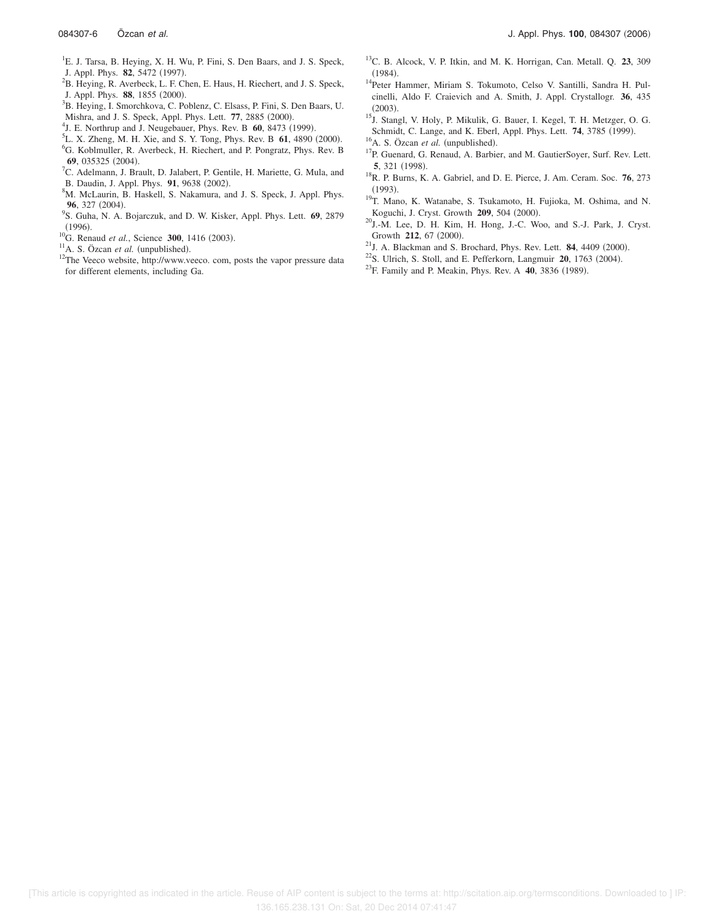[1] E. J. Tarsa, B. Heying, X. H. Wu, P. Fini, S. Den Baars, and J. S. Speck, J. Appl. Phys. **82**, 5472 (1997).

[2] B. Heying, R. Averbeck, L. F. Chen, E. Haus, H. Riechert, and J. S. Speck, J. Appl. Phys. **88**, 1855 (2000).

[3] B. Heying, I. Smorchkova, C. Poblenz, C. Elsass, P. Fini, S. Den Baars, U. Mishra, and J. S. Speck, Appl. Phys. Lett. **77**, 2885 (2000).

[4] J. E. Northrup and J. Neugebauer, Phys. Rev. B **60**, 8473 (1999).

[5] L. X. Zheng, M. H. Xie, and S. Y. Tong, Phys. Rev. B **61**, 4890 (2000).

[6] G. Koblmuller, R. Averbeck, H. Riechert, and P. Pongratz, Phys. Rev. B **69**, 035325 (2004).

[7] C. Adelmann, J. Brault, D. Jalabert, P. Gentile, H. Mariette, G. Mula, and B. Daudin, J. Appl. Phys. **91**, 9638 (2002).

[8] M. McLaurin, B. Haskell, S. Nakamura, and J. S. Speck, J. Appl. Phys. **96**, 327 (2004).

[9] S. Guha, N. A. Bojarczuk, and D. W. Kisker, Appl. Phys. Lett. **69**, 2879 (1996).

[10] G. Renaud *et al.*, Science **300**, 1416 (2003).

[11] A. S. Özcan *et al.* (unpublished).

[12] The Veeco website, http://www.veeco. com, posts the vapor pressure data for different elements, including Ga.

[13] C. B. Alcock, V. P. Itkin, and M. K. Horrigan, Can. Metall. Q. **23**, 309 (1984).

[14] Peter Hammer, Miriam S. Tokumoto, Celso V. Santilli, Sandra H. Pulcinelli, Aldo F. Craievich and A. Smith, J. Appl. Crystallogr. **36**, 435 (2003).

[15] J. Stangl, V. Holy, P. Mikulik, G. Bauer, I. Kegel, T. H. Metzger, O. G. Schmidt, C. Lange, and K. Eberl, Appl. Phys. Lett. **74**, 3785 (1999).

[16] A. S. Özcan *et al.* (unpublished).

[17] P. Guenard, G. Renaud, A. Barbier, and M. GautierSoyer, Surf. Rev. Lett. **5**, 321 (1998).

[18] R. P. Burns, K. A. Gabriel, and D. E. Pierce, J. Am. Ceram. Soc. **76**, 273 (1993).

[19] T. Mano, K. Watanabe, S. Tsukamoto, H. Fujioka, M. Oshima, and N. Koguchi, J. Cryst. Growth **209**, 504 (2000).

[20] J.-M. Lee, D. H. Kim, H. Hong, J.-C. Woo, and S.-J. Park, J. Cryst. Growth **212**, 67 (2000).

[21] J. A. Blackman and S. Brochard, Phys. Rev. Lett. **84**, 4409 (2000).

[22] S. Ulrich, S. Stoll, and E. Pefferkorn, Langmuir **20**, 1763 (2004).

[23] F. Family and P. Meakin, Phys. Rev. A **40**, 3836 (1989).